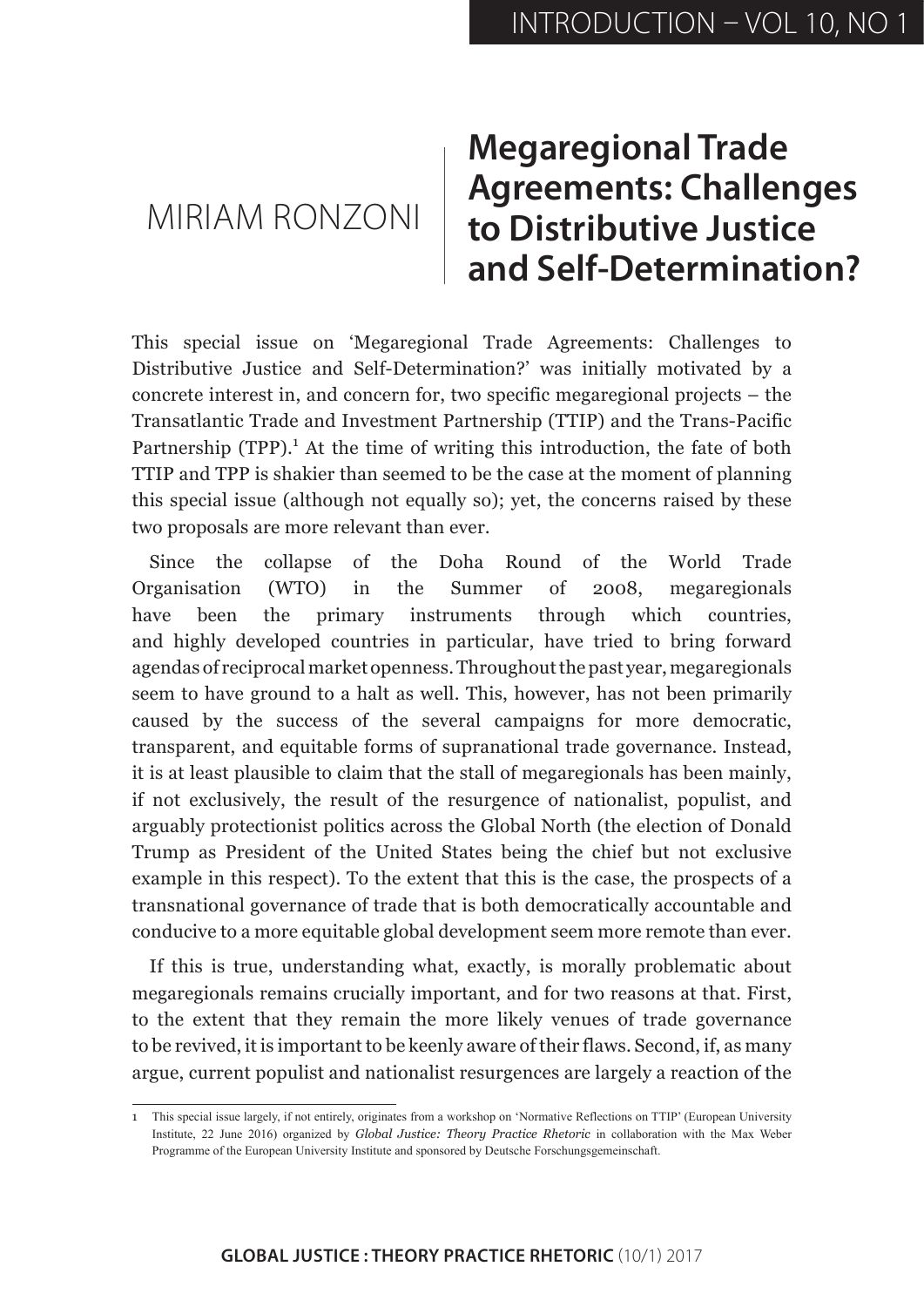# Megaregional Trade Agreements: Challenges to Distributive Justice and Self-Determination?

MIRIAM RONZONI

This special issue on 'Megaregional Trade Agreements: Challenges to Distributive Justice and Self-Determination?' was initially motivated by a concrete interest in, and concern for, two specific megaregional projects – the Transatlantic Trade and Investment Partnership (TTIP) and the Trans-Pacific Partnership (TPP).[1] At the time of writing this introduction, the fate of both TTIP and TPP is shakier than seemed to be the case at the moment of planning this special issue (although not equally so); yet, the concerns raised by these two proposals are more relevant than ever.

Since the collapse of the Doha Round of the World Trade Organisation (WTO) in the Summer of 2008, megaregionals have been the primary instruments through which countries, and highly developed countries in particular, have tried to bring forward agendas of reciprocal market openness. Throughout the past year, megaregionals seem to have ground to a halt as well. This, however, has not been primarily caused by the success of the several campaigns for more democratic, transparent, and equitable forms of supranational trade governance. Instead, it is at least plausible to claim that the stall of megaregionals has been mainly, if not exclusively, the result of the resurgence of nationalist, populist, and arguably protectionist politics across the Global North (the election of Donald Trump as President of the United States being the chief but not exclusive example in this respect). To the extent that this is the case, the prospects of a transnational governance of trade that is both democratically accountable and conducive to a more equitable global development seem more remote than ever.

If this is true, understanding what, exactly, is morally problematic about megaregionals remains crucially important, and for two reasons at that. First, to the extent that they remain the more likely venues of trade governance to be revived, it is important to be keenly aware of their flaws. Second, if, as many argue, current populist and nationalist resurgences are largely a reaction of the

---

1 This special issue largely, if not entirely, originates from a workshop on 'Normative Reflections on TTIP' (European University Institute, 22 June 2016) organized by *Global Justice: Theory Practice Rhetoric* in collaboration with the Max Weber Programme of the European University Institute and sponsored by Deutsche Forschungsgemeinschaft.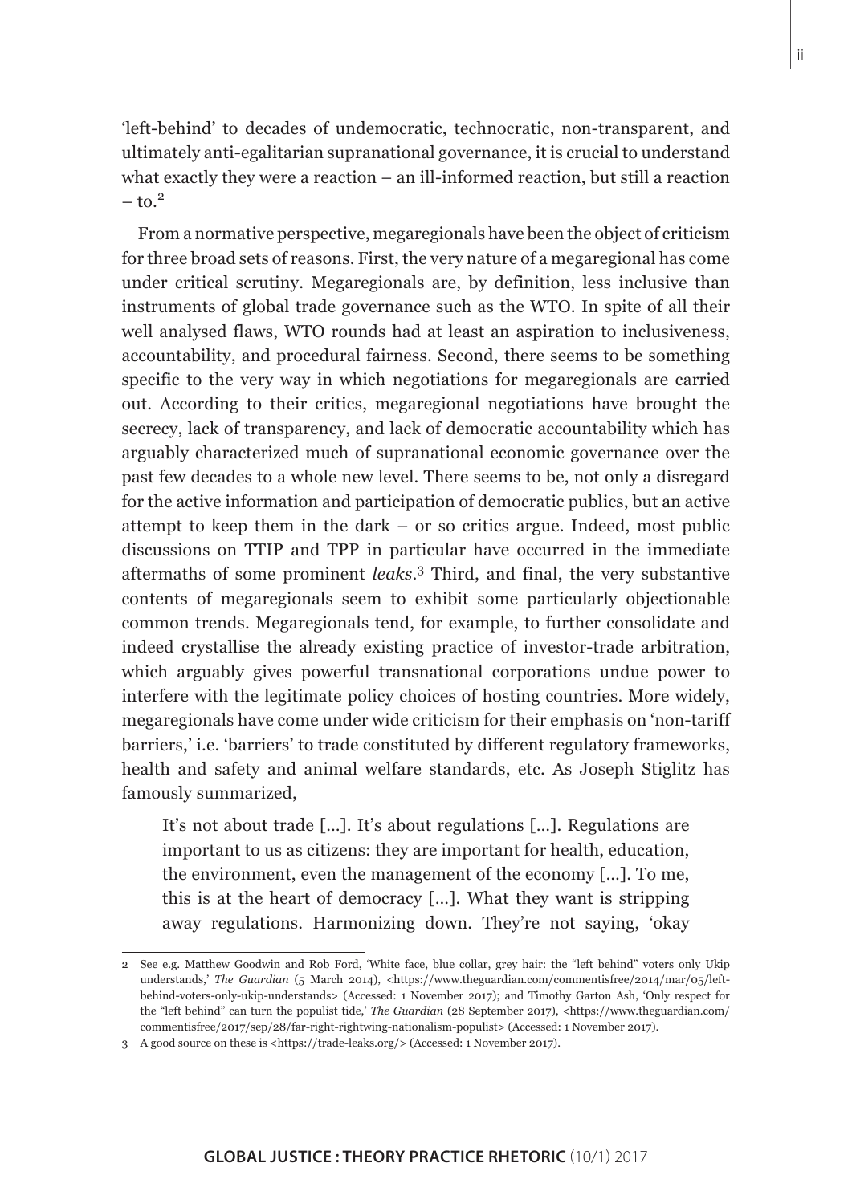'left-behind' to decades of undemocratic, technocratic, non-transparent, and ultimately anti-egalitarian supranational governance, it is crucial to understand what exactly they were a reaction – an ill-informed reaction, but still a reaction – to.[2]

From a normative perspective, megaregionals have been the object of criticism for three broad sets of reasons. First, the very nature of a megaregional has come under critical scrutiny. Megaregionals are, by definition, less inclusive than instruments of global trade governance such as the WTO. In spite of all their well analysed flaws, WTO rounds had at least an aspiration to inclusiveness, accountability, and procedural fairness. Second, there seems to be something specific to the very way in which negotiations for megaregionals are carried out. According to their critics, megaregional negotiations have brought the secrecy, lack of transparency, and lack of democratic accountability which has arguably characterized much of supranational economic governance over the past few decades to a whole new level. There seems to be, not only a disregard for the active information and participation of democratic publics, but an active attempt to keep them in the dark – or so critics argue. Indeed, most public discussions on TTIP and TPP in particular have occurred in the immediate aftermaths of some prominent *leaks*.[3] Third, and final, the very substantive contents of megaregionals seem to exhibit some particularly objectionable common trends. Megaregionals tend, for example, to further consolidate and indeed crystallise the already existing practice of investor-trade arbitration, which arguably gives powerful transnational corporations undue power to interfere with the legitimate policy choices of hosting countries. More widely, megaregionals have come under wide criticism for their emphasis on 'non-tariff barriers,' i.e. 'barriers' to trade constituted by different regulatory frameworks, health and safety and animal welfare standards, etc. As Joseph Stiglitz has famously summarized,

> It's not about trade [...]. It's about regulations [...]. Regulations are important to us as citizens: they are important for health, education, the environment, even the management of the economy [...]. To me, this is at the heart of democracy [...]. What they want is stripping away regulations. Harmonizing down. They're not saying, 'okay

---

2 See e.g. Matthew Goodwin and Rob Ford, 'White face, blue collar, grey hair: the "left behind" voters only Ukip understands,' *The Guardian* (5 March 2014), <https://www.theguardian.com/commentisfree/2014/mar/05/left-behind-voters-only-ukip-understands> (Accessed: 1 November 2017); and Timothy Garton Ash, 'Only respect for the "left behind" can turn the populist tide,' *The Guardian* (28 September 2017), <https://www.theguardian.com/commentisfree/2017/sep/28/far-right-rightwing-nationalism-populist> (Accessed: 1 November 2017).

3 A good source on these is <https://trade-leaks.org/> (Accessed: 1 November 2017).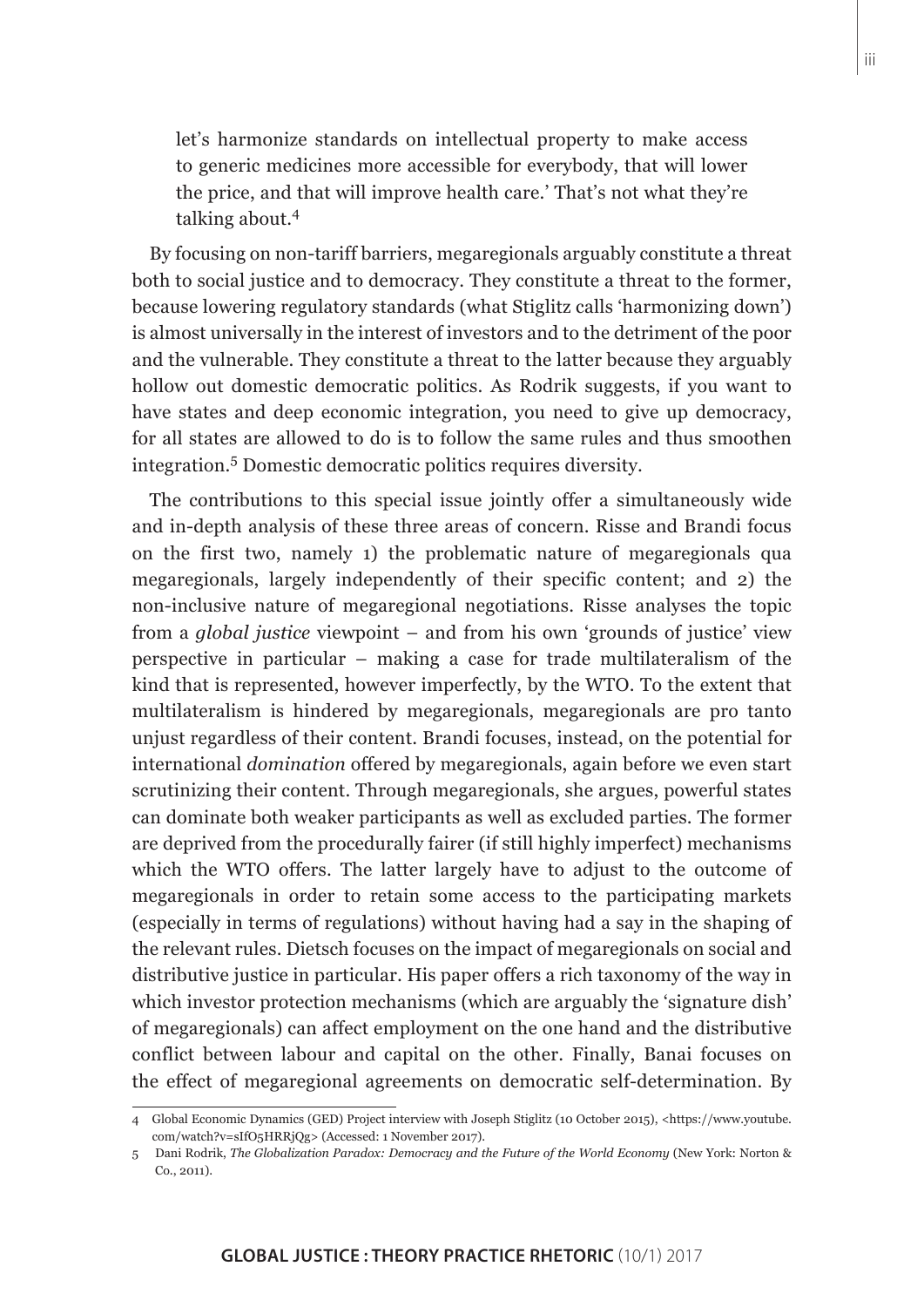let's harmonize standards on intellectual property to make access to generic medicines more accessible for everybody, that will lower the price, and that will improve health care.' That's not what they're talking about.[4]

By focusing on non-tariff barriers, megaregionals arguably constitute a threat both to social justice and to democracy. They constitute a threat to the former, because lowering regulatory standards (what Stiglitz calls 'harmonizing down') is almost universally in the interest of investors and to the detriment of the poor and the vulnerable. They constitute a threat to the latter because they arguably hollow out domestic democratic politics. As Rodrik suggests, if you want to have states and deep economic integration, you need to give up democracy, for all states are allowed to do is to follow the same rules and thus smoothen integration.[5] Domestic democratic politics requires diversity.

The contributions to this special issue jointly offer a simultaneously wide and in-depth analysis of these three areas of concern. Risse and Brandi focus on the first two, namely 1) the problematic nature of megaregionals qua megaregionals, largely independently of their specific content; and 2) the non-inclusive nature of megaregional negotiations. Risse analyses the topic from a *global justice* viewpoint – and from his own 'grounds of justice' view perspective in particular – making a case for trade multilateralism of the kind that is represented, however imperfectly, by the WTO. To the extent that multilateralism is hindered by megaregionals, megaregionals are pro tanto unjust regardless of their content. Brandi focuses, instead, on the potential for international *domination* offered by megaregionals, again before we even start scrutinizing their content. Through megaregionals, she argues, powerful states can dominate both weaker participants as well as excluded parties. The former are deprived from the procedurally fairer (if still highly imperfect) mechanisms which the WTO offers. The latter largely have to adjust to the outcome of megaregionals in order to retain some access to the participating markets (especially in terms of regulations) without having had a say in the shaping of the relevant rules. Dietsch focuses on the impact of megaregionals on social and distributive justice in particular. His paper offers a rich taxonomy of the way in which investor protection mechanisms (which are arguably the 'signature dish' of megaregionals) can affect employment on the one hand and the distributive conflict between labour and capital on the other. Finally, Banai focuses on the effect of megaregional agreements on democratic self-determination. By

4 Global Economic Dynamics (GED) Project interview with Joseph Stiglitz (10 October 2015), <https://www.youtube.com/watch?v=sIfO5HRRjQg> (Accessed: 1 November 2017).

5 Dani Rodrik, *The Globalization Paradox: Democracy and the Future of the World Economy* (New York: Norton & Co., 2011).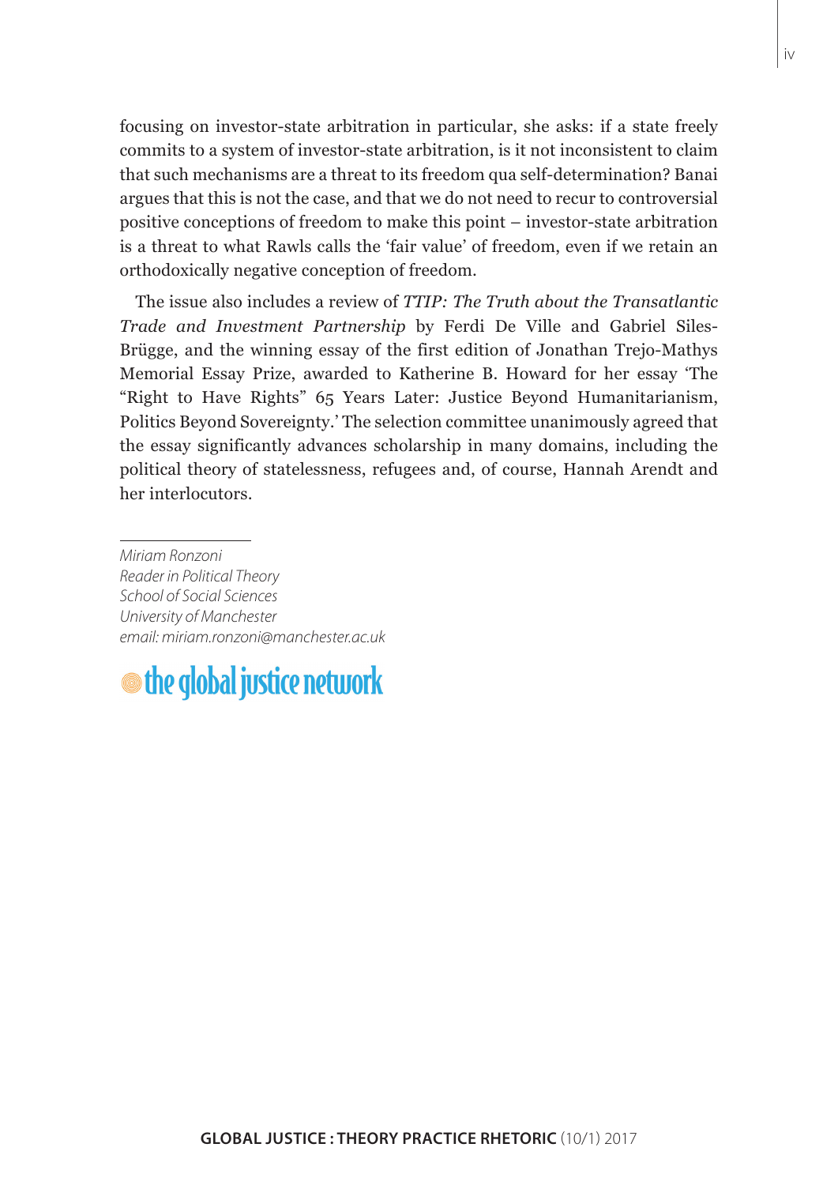focusing on investor-state arbitration in particular, she asks: if a state freely commits to a system of investor-state arbitration, is it not inconsistent to claim that such mechanisms are a threat to its freedom qua self-determination? Banai argues that this is not the case, and that we do not need to recur to controversial positive conceptions of freedom to make this point – investor-state arbitration is a threat to what Rawls calls the 'fair value' of freedom, even if we retain an orthodoxically negative conception of freedom.

The issue also includes a review of *TTIP: The Truth about the Transatlantic Trade and Investment Partnership* by Ferdi De Ville and Gabriel Siles-Brügge, and the winning essay of the first edition of Jonathan Trejo-Mathys Memorial Essay Prize, awarded to Katherine B. Howard for her essay 'The "Right to Have Rights" 65 Years Later: Justice Beyond Humanitarianism, Politics Beyond Sovereignty.' The selection committee unanimously agreed that the essay significantly advances scholarship in many domains, including the political theory of statelessness, refugees and, of course, Hannah Arendt and her interlocutors.

---

*Miriam Ronzoni*
*Reader in Political Theory*
*School of Social Sciences*
*University of Manchester*
*email: miriam.ronzoni@manchester.ac.uk*

the global justice network